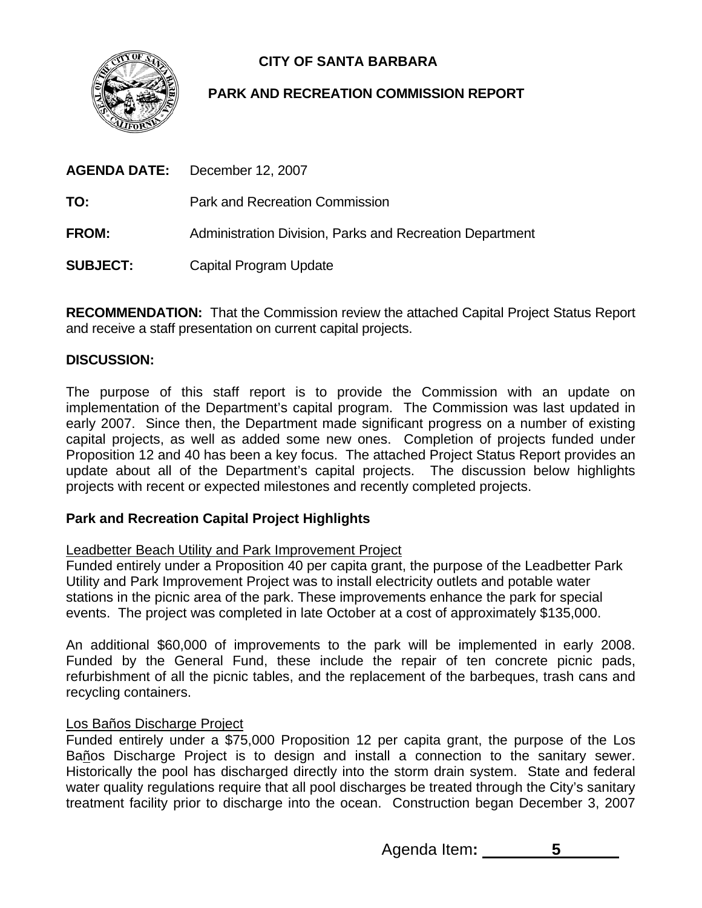# CITY OF SANTA BARBARA

## PARK AND RECREATION COMMISSION REPORT

**AGENDA DATE:** December 12, 2007

**TO:** Park and Recreation Commission

**FROM:** Administration Division, Parks and Recreation Department

**SUBJECT:** Capital Program Update

**RECOMMENDATION:** That the Commission review the attached Capital Project Status Report and receive a staff presentation on current capital projects.

**DISCUSSION:**

The purpose of this staff report is to provide the Commission with an update on implementation of the Department's capital program. The Commission was last updated in early 2007. Since then, the Department made significant progress on a number of existing capital projects, as well as added some new ones. Completion of projects funded under Proposition 12 and 40 has been a key focus. The attached Project Status Report provides an update about all of the Department's capital projects. The discussion below highlights projects with recent or expected milestones and recently completed projects.

**Park and Recreation Capital Project Highlights**

Leadbetter Beach Utility and Park Improvement Project

Funded entirely under a Proposition 40 per capita grant, the purpose of the Leadbetter Park Utility and Park Improvement Project was to install electricity outlets and potable water stations in the picnic area of the park. These improvements enhance the park for special events. The project was completed in late October at a cost of approximately $135,000.

An additional $60,000 of improvements to the park will be implemented in early 2008. Funded by the General Fund, these include the repair of ten concrete picnic pads, refurbishment of all the picnic tables, and the replacement of the barbeques, trash cans and recycling containers.

Los Baños Discharge Project

Funded entirely under a $75,000 Proposition 12 per capita grant, the purpose of the Los Baños Discharge Project is to design and install a connection to the sanitary sewer. Historically the pool has discharged directly into the storm drain system. State and federal water quality regulations require that all pool discharges be treated through the City's sanitary treatment facility prior to discharge into the ocean. Construction began December 3, 2007

Agenda Item: 5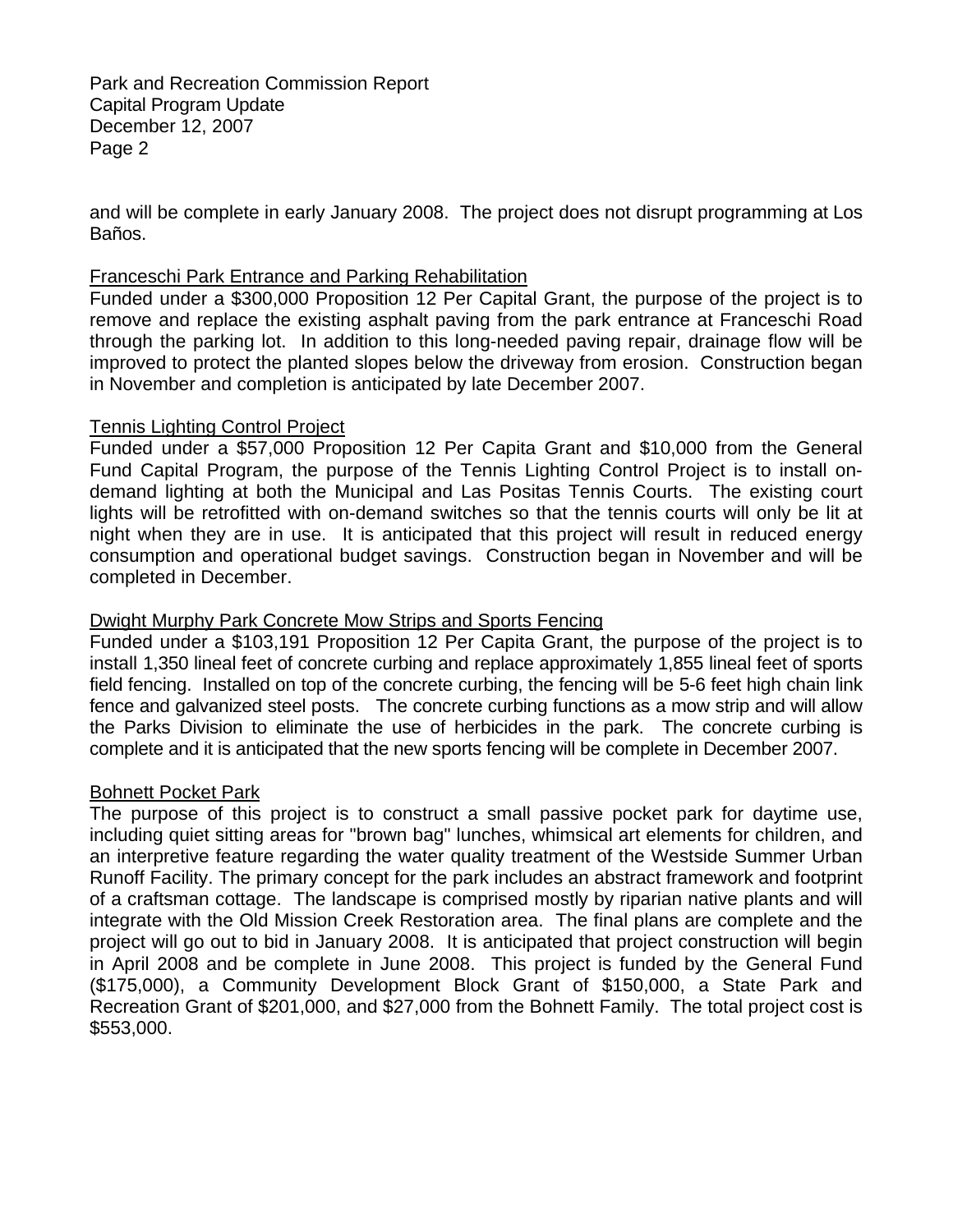and will be complete in early January 2008. The project does not disrupt programming at Los Baños.

<u>Franceschi Park Entrance and Parking Rehabilitation</u>

Funded under a $300,000 Proposition 12 Per Capital Grant, the purpose of the project is to remove and replace the existing asphalt paving from the park entrance at Franceschi Road through the parking lot. In addition to this long-needed paving repair, drainage flow will be improved to protect the planted slopes below the driveway from erosion. Construction began in November and completion is anticipated by late December 2007.

<u>Tennis Lighting Control Project</u>

Funded under a $57,000 Proposition 12 Per Capita Grant and $10,000 from the General Fund Capital Program, the purpose of the Tennis Lighting Control Project is to install on-demand lighting at both the Municipal and Las Positas Tennis Courts. The existing court lights will be retrofitted with on-demand switches so that the tennis courts will only be lit at night when they are in use. It is anticipated that this project will result in reduced energy consumption and operational budget savings. Construction began in November and will be completed in December.

<u>Dwight Murphy Park Concrete Mow Strips and Sports Fencing</u>

Funded under a $103,191 Proposition 12 Per Capita Grant, the purpose of the project is to install 1,350 lineal feet of concrete curbing and replace approximately 1,855 lineal feet of sports field fencing. Installed on top of the concrete curbing, the fencing will be 5-6 feet high chain link fence and galvanized steel posts. The concrete curbing functions as a mow strip and will allow the Parks Division to eliminate the use of herbicides in the park. The concrete curbing is complete and it is anticipated that the new sports fencing will be complete in December 2007.

<u>Bohnett Pocket Park</u>

The purpose of this project is to construct a small passive pocket park for daytime use, including quiet sitting areas for "brown bag" lunches, whimsical art elements for children, and an interpretive feature regarding the water quality treatment of the Westside Summer Urban Runoff Facility. The primary concept for the park includes an abstract framework and footprint of a craftsman cottage. The landscape is comprised mostly by riparian native plants and will integrate with the Old Mission Creek Restoration area. The final plans are complete and the project will go out to bid in January 2008. It is anticipated that project construction will begin in April 2008 and be complete in June 2008. This project is funded by the General Fund ($175,000), a Community Development Block Grant of $150,000, a State Park and Recreation Grant of $201,000, and $27,000 from the Bohnett Family. The total project cost is $553,000.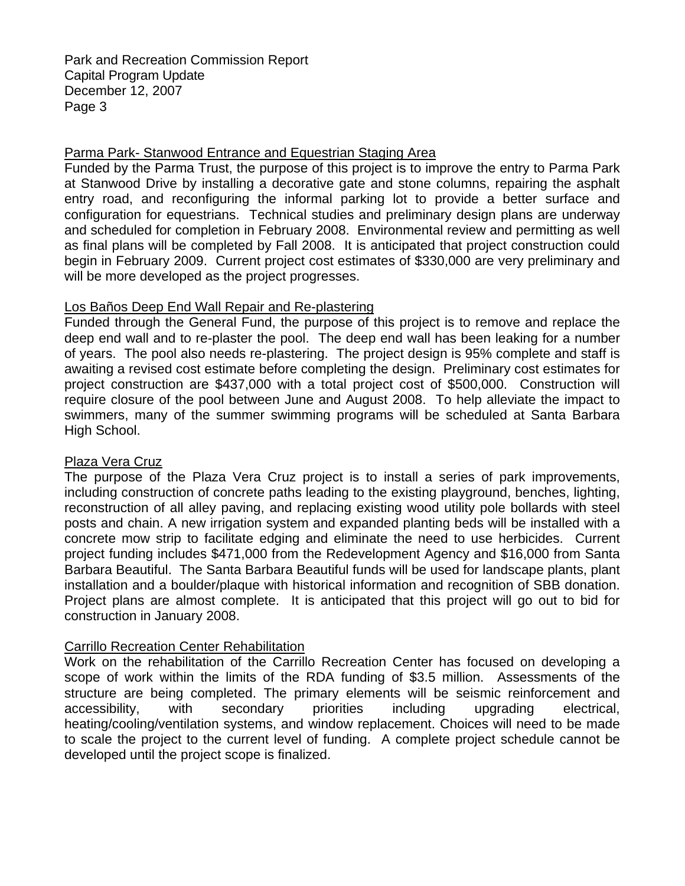Parma Park- Stanwood Entrance and Equestrian Staging Area

Funded by the Parma Trust, the purpose of this project is to improve the entry to Parma Park at Stanwood Drive by installing a decorative gate and stone columns, repairing the asphalt entry road, and reconfiguring the informal parking lot to provide a better surface and configuration for equestrians. Technical studies and preliminary design plans are underway and scheduled for completion in February 2008. Environmental review and permitting as well as final plans will be completed by Fall 2008. It is anticipated that project construction could begin in February 2009. Current project cost estimates of $330,000 are very preliminary and will be more developed as the project progresses.

Los Baños Deep End Wall Repair and Re-plastering

Funded through the General Fund, the purpose of this project is to remove and replace the deep end wall and to re-plaster the pool. The deep end wall has been leaking for a number of years. The pool also needs re-plastering. The project design is 95% complete and staff is awaiting a revised cost estimate before completing the design. Preliminary cost estimates for project construction are $437,000 with a total project cost of $500,000. Construction will require closure of the pool between June and August 2008. To help alleviate the impact to swimmers, many of the summer swimming programs will be scheduled at Santa Barbara High School.

Plaza Vera Cruz

The purpose of the Plaza Vera Cruz project is to install a series of park improvements, including construction of concrete paths leading to the existing playground, benches, lighting, reconstruction of all alley paving, and replacing existing wood utility pole bollards with steel posts and chain. A new irrigation system and expanded planting beds will be installed with a concrete mow strip to facilitate edging and eliminate the need to use herbicides. Current project funding includes $471,000 from the Redevelopment Agency and $16,000 from Santa Barbara Beautiful. The Santa Barbara Beautiful funds will be used for landscape plants, plant installation and a boulder/plaque with historical information and recognition of SBB donation. Project plans are almost complete. It is anticipated that this project will go out to bid for construction in January 2008.

Carrillo Recreation Center Rehabilitation

Work on the rehabilitation of the Carrillo Recreation Center has focused on developing a scope of work within the limits of the RDA funding of $3.5 million. Assessments of the structure are being completed. The primary elements will be seismic reinforcement and accessibility, with secondary priorities including upgrading electrical, heating/cooling/ventilation systems, and window replacement. Choices will need to be made to scale the project to the current level of funding. A complete project schedule cannot be developed until the project scope is finalized.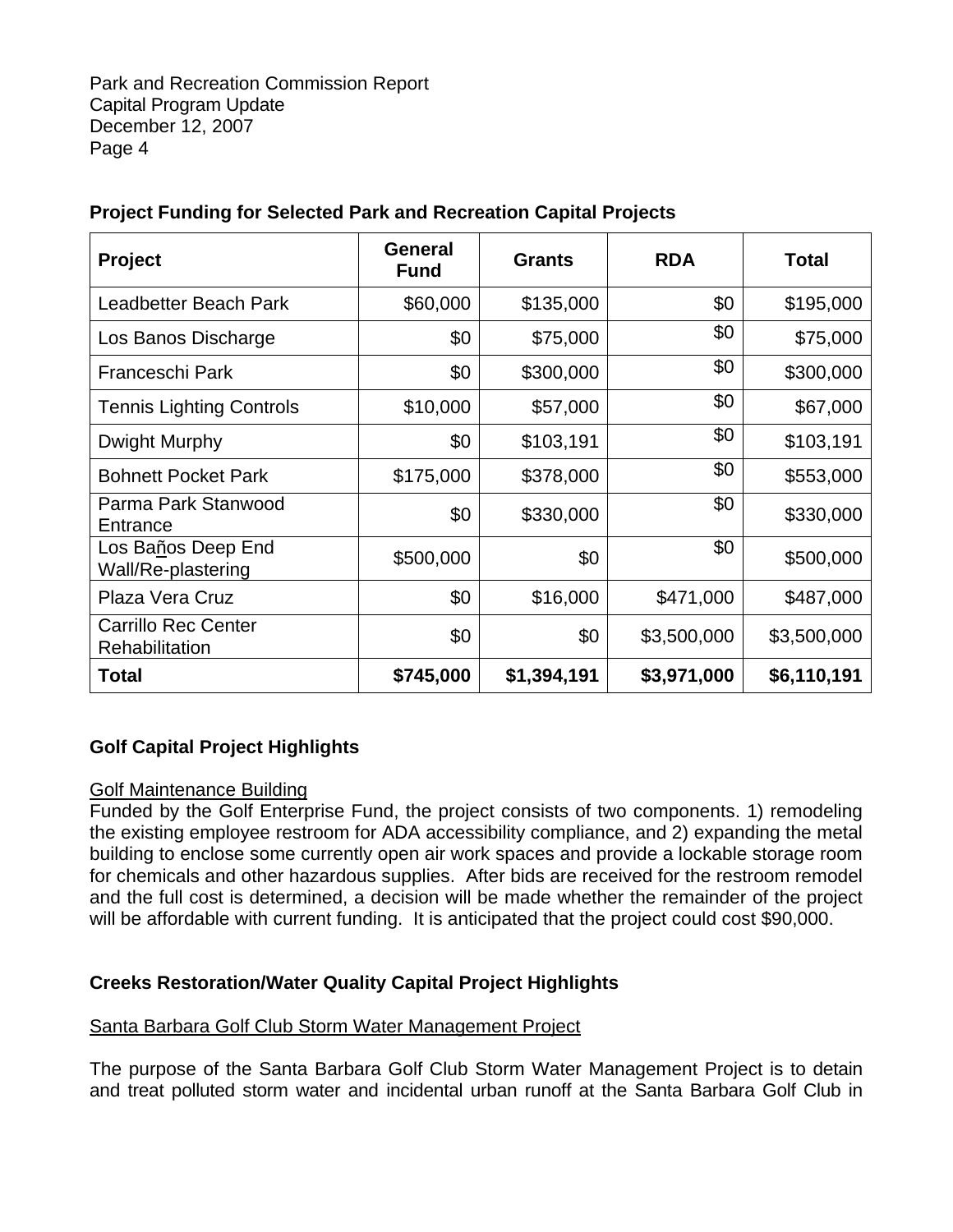**Project Funding for Selected Park and Recreation Capital Projects**

| Project | General Fund | Grants | RDA | Total |
|---|---|---|---|---|
| Leadbetter Beach Park | $60,000 | $135,000 | $0 | $195,000 |
| Los Banos Discharge | $0 | $75,000 | $0 | $75,000 |
| Franceschi Park | $0 | $300,000 | $0 | $300,000 |
| Tennis Lighting Controls | $10,000 | $57,000 | $0 | $67,000 |
| Dwight Murphy | $0 | $103,191 | $0 | $103,191 |
| Bohnett Pocket Park | $175,000 | $378,000 | $0 | $553,000 |
| Parma Park Stanwood Entrance | $0 | $330,000 | $0 | $330,000 |
| Los Baños Deep End Wall/Re-plastering | $500,000 | $0 | $0 | $500,000 |
| Plaza Vera Cruz | $0 | $16,000 | $471,000 | $487,000 |
| Carrillo Rec Center Rehabilitation | $0 | $0 | $3,500,000 | $3,500,000 |
| **Total** | **$745,000** | **$1,394,191** | **$3,971,000** | **$6,110,191** |

## Golf Capital Project Highlights

Golf Maintenance Building

Funded by the Golf Enterprise Fund, the project consists of two components. 1) remodeling the existing employee restroom for ADA accessibility compliance, and 2) expanding the metal building to enclose some currently open air work spaces and provide a lockable storage room for chemicals and other hazardous supplies. After bids are received for the restroom remodel and the full cost is determined, a decision will be made whether the remainder of the project will be affordable with current funding. It is anticipated that the project could cost $90,000.

## Creeks Restoration/Water Quality Capital Project Highlights

Santa Barbara Golf Club Storm Water Management Project

The purpose of the Santa Barbara Golf Club Storm Water Management Project is to detain and treat polluted storm water and incidental urban runoff at the Santa Barbara Golf Club in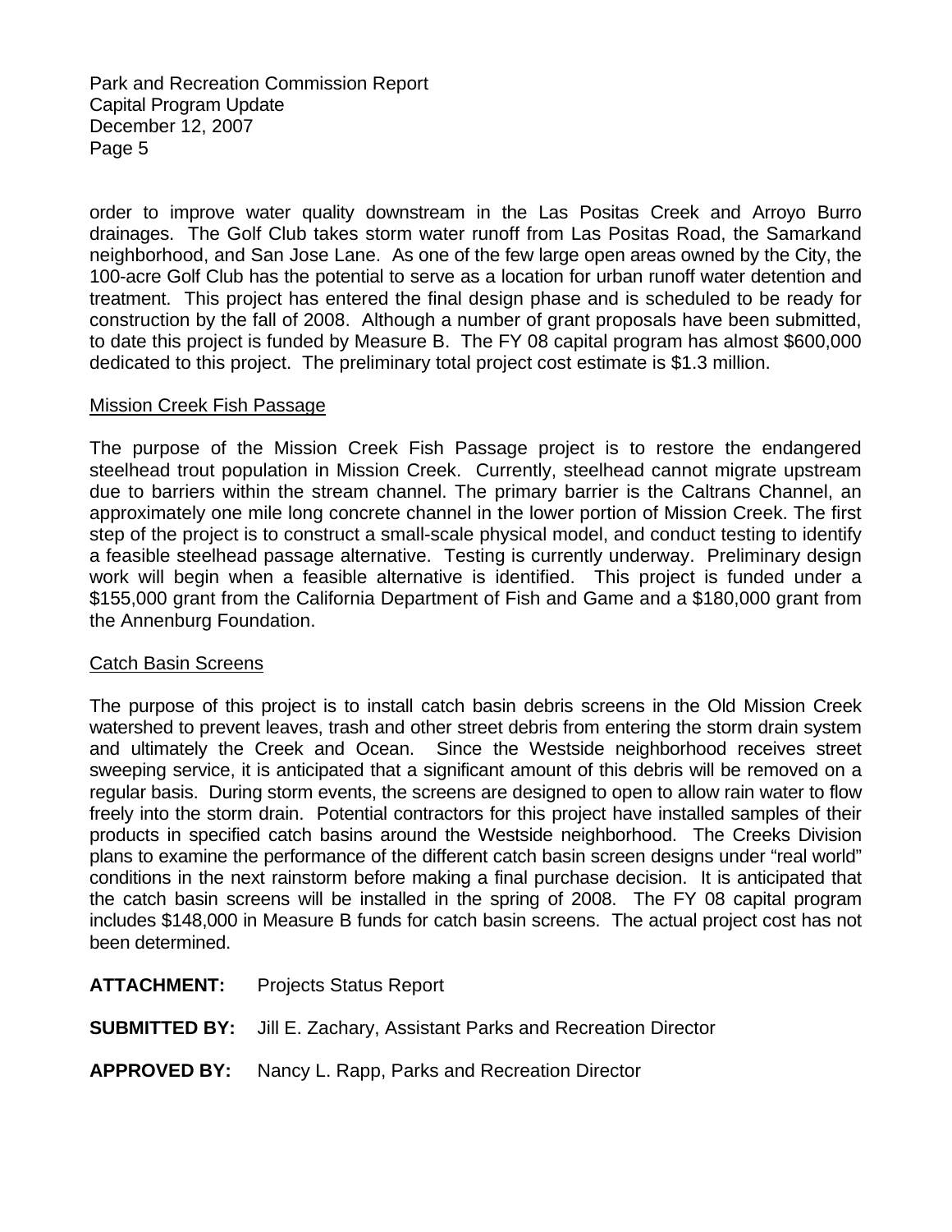order to improve water quality downstream in the Las Positas Creek and Arroyo Burro drainages. The Golf Club takes storm water runoff from Las Positas Road, the Samarkand neighborhood, and San Jose Lane. As one of the few large open areas owned by the City, the 100-acre Golf Club has the potential to serve as a location for urban runoff water detention and treatment. This project has entered the final design phase and is scheduled to be ready for construction by the fall of 2008. Although a number of grant proposals have been submitted, to date this project is funded by Measure B. The FY 08 capital program has almost $600,000 dedicated to this project. The preliminary total project cost estimate is $1.3 million.

<u>Mission Creek Fish Passage</u>

The purpose of the Mission Creek Fish Passage project is to restore the endangered steelhead trout population in Mission Creek. Currently, steelhead cannot migrate upstream due to barriers within the stream channel. The primary barrier is the Caltrans Channel, an approximately one mile long concrete channel in the lower portion of Mission Creek. The first step of the project is to construct a small-scale physical model, and conduct testing to identify a feasible steelhead passage alternative. Testing is currently underway. Preliminary design work will begin when a feasible alternative is identified. This project is funded under a $155,000 grant from the California Department of Fish and Game and a $180,000 grant from the Annenburg Foundation.

<u>Catch Basin Screens</u>

The purpose of this project is to install catch basin debris screens in the Old Mission Creek watershed to prevent leaves, trash and other street debris from entering the storm drain system and ultimately the Creek and Ocean. Since the Westside neighborhood receives street sweeping service, it is anticipated that a significant amount of this debris will be removed on a regular basis. During storm events, the screens are designed to open to allow rain water to flow freely into the storm drain. Potential contractors for this project have installed samples of their products in specified catch basins around the Westside neighborhood. The Creeks Division plans to examine the performance of the different catch basin screen designs under "real world" conditions in the next rainstorm before making a final purchase decision. It is anticipated that the catch basin screens will be installed in the spring of 2008. The FY 08 capital program includes $148,000 in Measure B funds for catch basin screens. The actual project cost has not been determined.

**ATTACHMENT:** Projects Status Report

**SUBMITTED BY:** Jill E. Zachary, Assistant Parks and Recreation Director

**APPROVED BY:** Nancy L. Rapp, Parks and Recreation Director